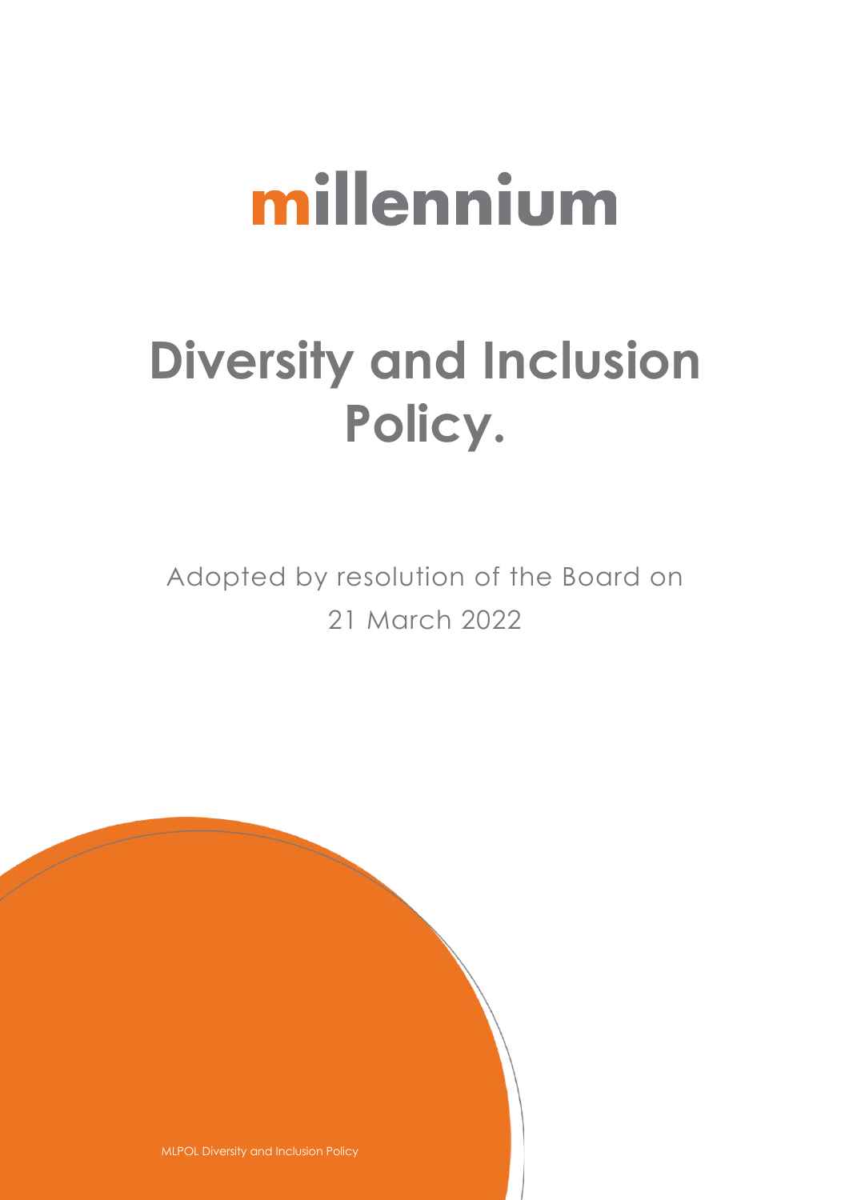millennium

# Diversity and Inclusion Policy.

Adopted by resolution of the Board on
21 March 2022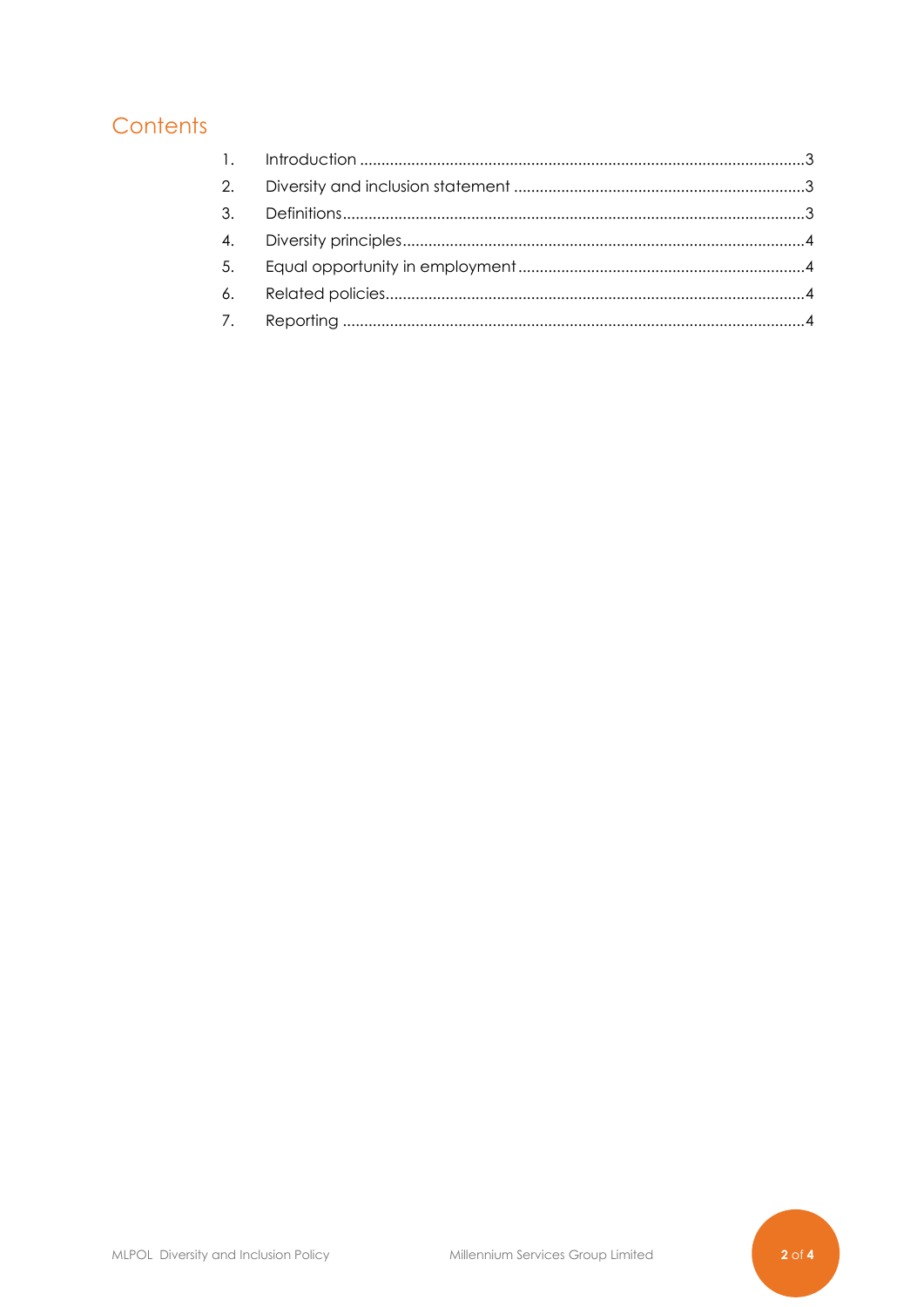# Contents

1. Introduction ......................................................................................................3
2. Diversity and inclusion statement ....................................................................3
3. Definitions..........................................................................................................3
4. Diversity principles.............................................................................................4
5. Equal opportunity in employment ..................................................................4
6. Related policies.................................................................................................4
7. Reporting ...........................................................................................................4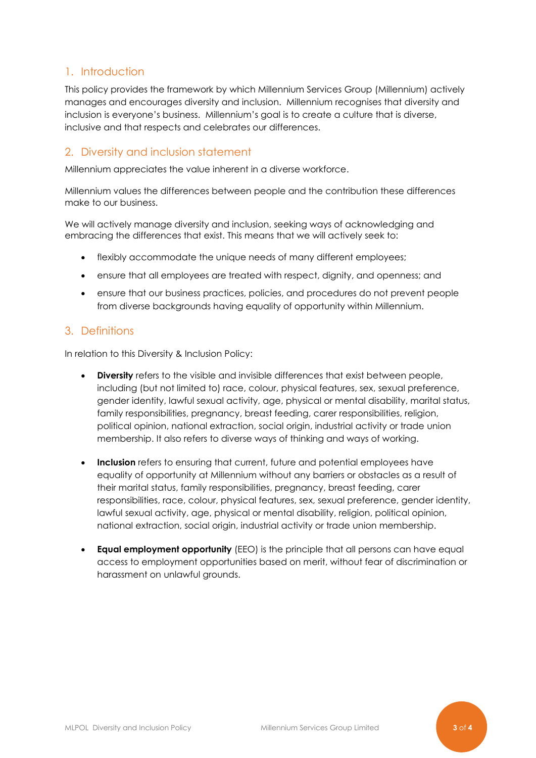## 1. Introduction

This policy provides the framework by which Millennium Services Group (Millennium) actively manages and encourages diversity and inclusion. Millennium recognises that diversity and inclusion is everyone's business. Millennium's goal is to create a culture that is diverse, inclusive and that respects and celebrates our differences.

## 2. Diversity and inclusion statement

Millennium appreciates the value inherent in a diverse workforce.

Millennium values the differences between people and the contribution these differences make to our business.

We will actively manage diversity and inclusion, seeking ways of acknowledging and embracing the differences that exist. This means that we will actively seek to:

- flexibly accommodate the unique needs of many different employees;
- ensure that all employees are treated with respect, dignity, and openness; and
- ensure that our business practices, policies, and procedures do not prevent people from diverse backgrounds having equality of opportunity within Millennium.

## 3. Definitions

In relation to this Diversity & Inclusion Policy:

- **Diversity** refers to the visible and invisible differences that exist between people, including (but not limited to) race, colour, physical features, sex, sexual preference, gender identity, lawful sexual activity, age, physical or mental disability, marital status, family responsibilities, pregnancy, breast feeding, carer responsibilities, religion, political opinion, national extraction, social origin, industrial activity or trade union membership. It also refers to diverse ways of thinking and ways of working.

- **Inclusion** refers to ensuring that current, future and potential employees have equality of opportunity at Millennium without any barriers or obstacles as a result of their marital status, family responsibilities, pregnancy, breast feeding, carer responsibilities, race, colour, physical features, sex, sexual preference, gender identity, lawful sexual activity, age, physical or mental disability, religion, political opinion, national extraction, social origin, industrial activity or trade union membership.

- **Equal employment opportunity** (EEO) is the principle that all persons can have equal access to employment opportunities based on merit, without fear of discrimination or harassment on unlawful grounds.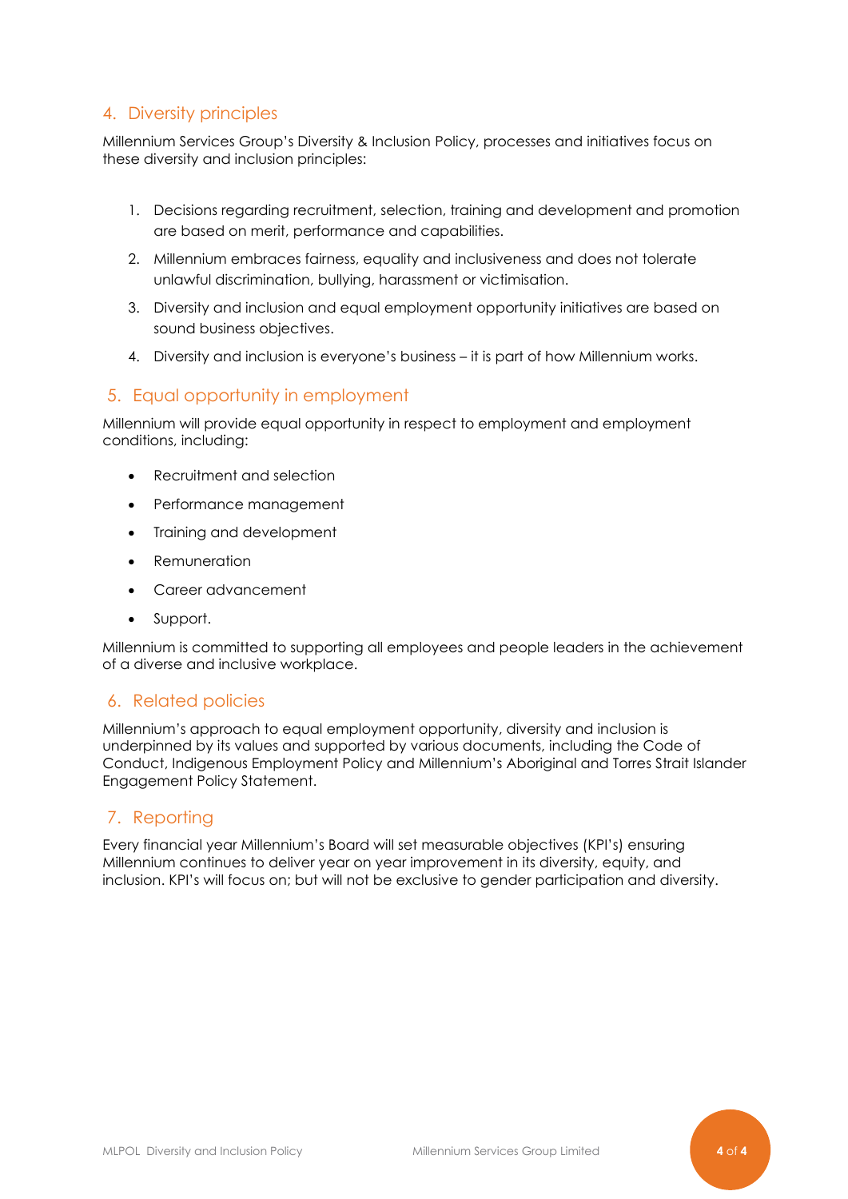## 4. Diversity principles

Millennium Services Group's Diversity & Inclusion Policy, processes and initiatives focus on these diversity and inclusion principles:

1. Decisions regarding recruitment, selection, training and development and promotion are based on merit, performance and capabilities.
2. Millennium embraces fairness, equality and inclusiveness and does not tolerate unlawful discrimination, bullying, harassment or victimisation.
3. Diversity and inclusion and equal employment opportunity initiatives are based on sound business objectives.
4. Diversity and inclusion is everyone's business – it is part of how Millennium works.

## 5. Equal opportunity in employment

Millennium will provide equal opportunity in respect to employment and employment conditions, including:

- Recruitment and selection
- Performance management
- Training and development
- Remuneration
- Career advancement
- Support.

Millennium is committed to supporting all employees and people leaders in the achievement of a diverse and inclusive workplace.

## 6. Related policies

Millennium's approach to equal employment opportunity, diversity and inclusion is underpinned by its values and supported by various documents, including the Code of Conduct, Indigenous Employment Policy and Millennium's Aboriginal and Torres Strait Islander Engagement Policy Statement.

## 7. Reporting

Every financial year Millennium's Board will set measurable objectives (KPI's) ensuring Millennium continues to deliver year on year improvement in its diversity, equity, and inclusion. KPI's will focus on; but will not be exclusive to gender participation and diversity.